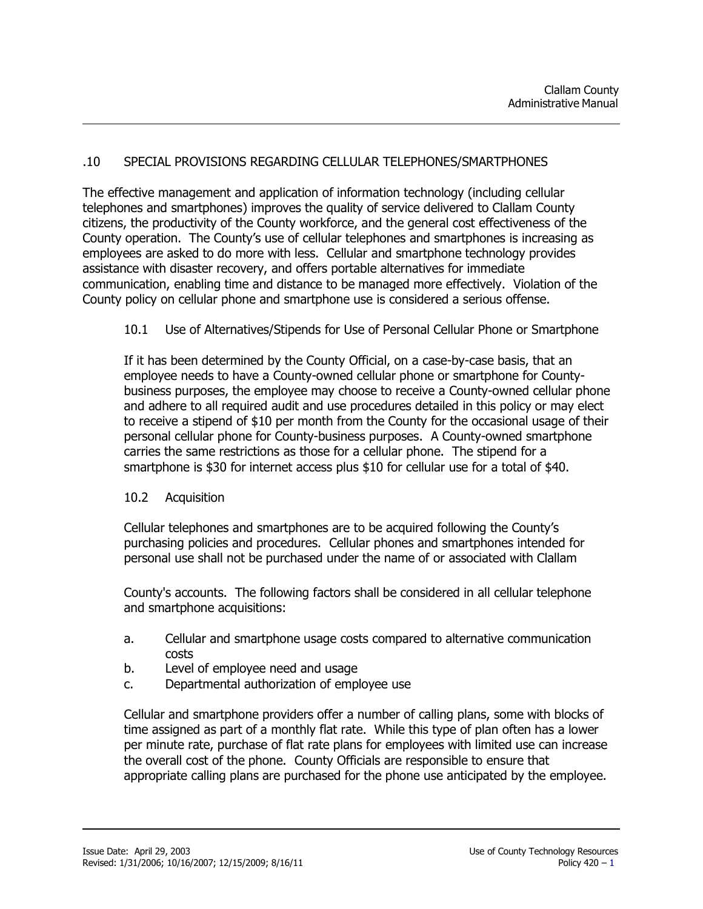## .10 SPECIAL PROVISIONS REGARDING CELLULAR TELEPHONES/SMARTPHONES

The effective management and application of information technology (including cellular telephones and smartphones) improves the quality of service delivered to Clallam County citizens, the productivity of the County workforce, and the general cost effectiveness of the County operation. The County's use of cellular telephones and smartphones is increasing as employees are asked to do more with less. Cellular and smartphone technology provides assistance with disaster recovery, and offers portable alternatives for immediate communication, enabling time and distance to be managed more effectively. Violation of the County policy on cellular phone and smartphone use is considered a serious offense.

### 10.1 Use of Alternatives/Stipends for Use of Personal Cellular Phone or Smartphone

If it has been determined by the County Official, on a case-by-case basis, that an employee needs to have a County-owned cellular phone or smartphone for County-business purposes, the employee may choose to receive a County-owned cellular phone and adhere to all required audit and use procedures detailed in this policy or may elect to receive a stipend of $10 per month from the County for the occasional usage of their personal cellular phone for County-business purposes. A County-owned smartphone carries the same restrictions as those for a cellular phone. The stipend for a smartphone is $30 for internet access plus $10 for cellular use for a total of $40.

### 10.2 Acquisition

Cellular telephones and smartphones are to be acquired following the County's purchasing policies and procedures. Cellular phones and smartphones intended for personal use shall not be purchased under the name of or associated with Clallam County's accounts. The following factors shall be considered in all cellular telephone and smartphone acquisitions:

a. Cellular and smartphone usage costs compared to alternative communication costs
b. Level of employee need and usage
c. Departmental authorization of employee use

Cellular and smartphone providers offer a number of calling plans, some with blocks of time assigned as part of a monthly flat rate. While this type of plan often has a lower per minute rate, purchase of flat rate plans for employees with limited use can increase the overall cost of the phone. County Officials are responsible to ensure that appropriate calling plans are purchased for the phone use anticipated by the employee.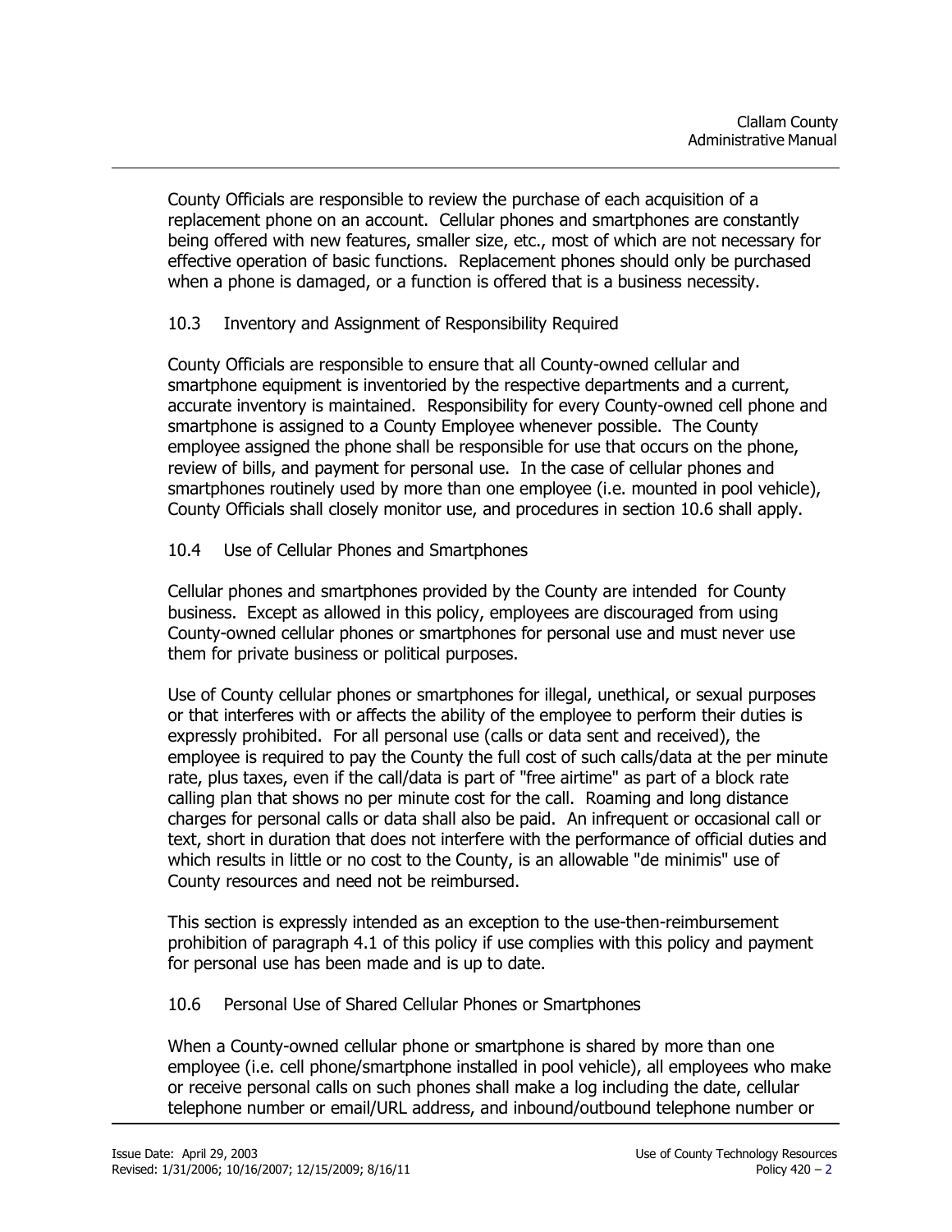County Officials are responsible to review the purchase of each acquisition of a replacement phone on an account. Cellular phones and smartphones are constantly being offered with new features, smaller size, etc., most of which are not necessary for effective operation of basic functions. Replacement phones should only be purchased when a phone is damaged, or a function is offered that is a business necessity.

### 10.3 Inventory and Assignment of Responsibility Required

County Officials are responsible to ensure that all County-owned cellular and smartphone equipment is inventoried by the respective departments and a current, accurate inventory is maintained. Responsibility for every County-owned cell phone and smartphone is assigned to a County Employee whenever possible. The County employee assigned the phone shall be responsible for use that occurs on the phone, review of bills, and payment for personal use. In the case of cellular phones and smartphones routinely used by more than one employee (i.e. mounted in pool vehicle), County Officials shall closely monitor use, and procedures in section 10.6 shall apply.

### 10.4 Use of Cellular Phones and Smartphones

Cellular phones and smartphones provided by the County are intended for County business. Except as allowed in this policy, employees are discouraged from using County-owned cellular phones or smartphones for personal use and must never use them for private business or political purposes.

Use of County cellular phones or smartphones for illegal, unethical, or sexual purposes or that interferes with or affects the ability of the employee to perform their duties is expressly prohibited. For all personal use (calls or data sent and received), the employee is required to pay the County the full cost of such calls/data at the per minute rate, plus taxes, even if the call/data is part of "free airtime" as part of a block rate calling plan that shows no per minute cost for the call. Roaming and long distance charges for personal calls or data shall also be paid. An infrequent or occasional call or text, short in duration that does not interfere with the performance of official duties and which results in little or no cost to the County, is an allowable "de minimis" use of County resources and need not be reimbursed.

This section is expressly intended as an exception to the use-then-reimbursement prohibition of paragraph 4.1 of this policy if use complies with this policy and payment for personal use has been made and is up to date.

### 10.6 Personal Use of Shared Cellular Phones or Smartphones

When a County-owned cellular phone or smartphone is shared by more than one employee (i.e. cell phone/smartphone installed in pool vehicle), all employees who make or receive personal calls on such phones shall make a log including the date, cellular telephone number or email/URL address, and inbound/outbound telephone number or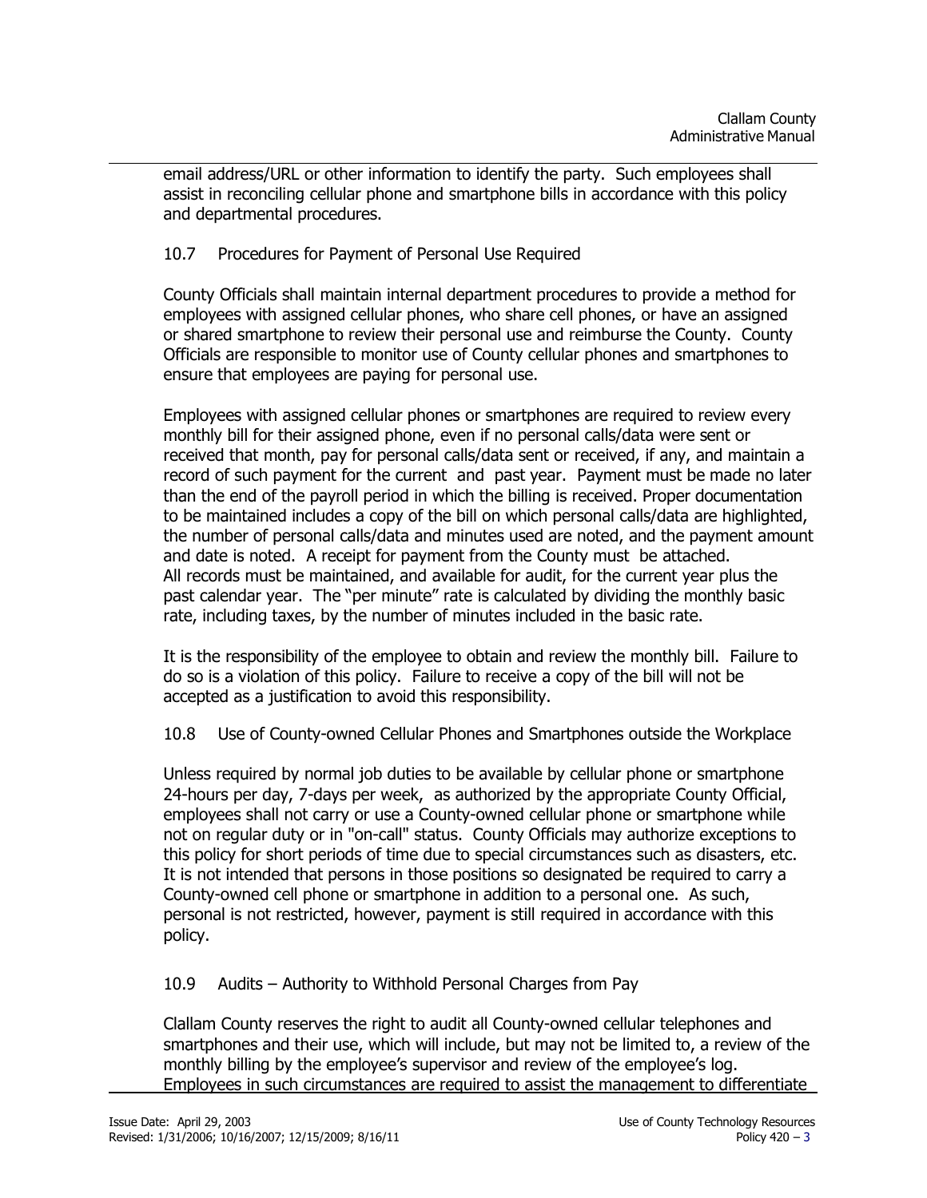email address/URL or other information to identify the party. Such employees shall assist in reconciling cellular phone and smartphone bills in accordance with this policy and departmental procedures.

### 10.7 Procedures for Payment of Personal Use Required

County Officials shall maintain internal department procedures to provide a method for employees with assigned cellular phones, who share cell phones, or have an assigned or shared smartphone to review their personal use and reimburse the County. County Officials are responsible to monitor use of County cellular phones and smartphones to ensure that employees are paying for personal use.

Employees with assigned cellular phones or smartphones are required to review every monthly bill for their assigned phone, even if no personal calls/data were sent or received that month, pay for personal calls/data sent or received, if any, and maintain a record of such payment for the current and past year. Payment must be made no later than the end of the payroll period in which the billing is received. Proper documentation to be maintained includes a copy of the bill on which personal calls/data are highlighted, the number of personal calls/data and minutes used are noted, and the payment amount and date is noted. A receipt for payment from the County must be attached. All records must be maintained, and available for audit, for the current year plus the past calendar year. The "per minute" rate is calculated by dividing the monthly basic rate, including taxes, by the number of minutes included in the basic rate.

It is the responsibility of the employee to obtain and review the monthly bill. Failure to do so is a violation of this policy. Failure to receive a copy of the bill will not be accepted as a justification to avoid this responsibility.

### 10.8 Use of County-owned Cellular Phones and Smartphones outside the Workplace

Unless required by normal job duties to be available by cellular phone or smartphone 24-hours per day, 7-days per week, as authorized by the appropriate County Official, employees shall not carry or use a County-owned cellular phone or smartphone while not on regular duty or in "on-call" status. County Officials may authorize exceptions to this policy for short periods of time due to special circumstances such as disasters, etc. It is not intended that persons in those positions so designated be required to carry a County-owned cell phone or smartphone in addition to a personal one. As such, personal is not restricted, however, payment is still required in accordance with this policy.

### 10.9 Audits – Authority to Withhold Personal Charges from Pay

Clallam County reserves the right to audit all County-owned cellular telephones and smartphones and their use, which will include, but may not be limited to, a review of the monthly billing by the employee's supervisor and review of the employee's log. Employees in such circumstances are required to assist the management to differentiate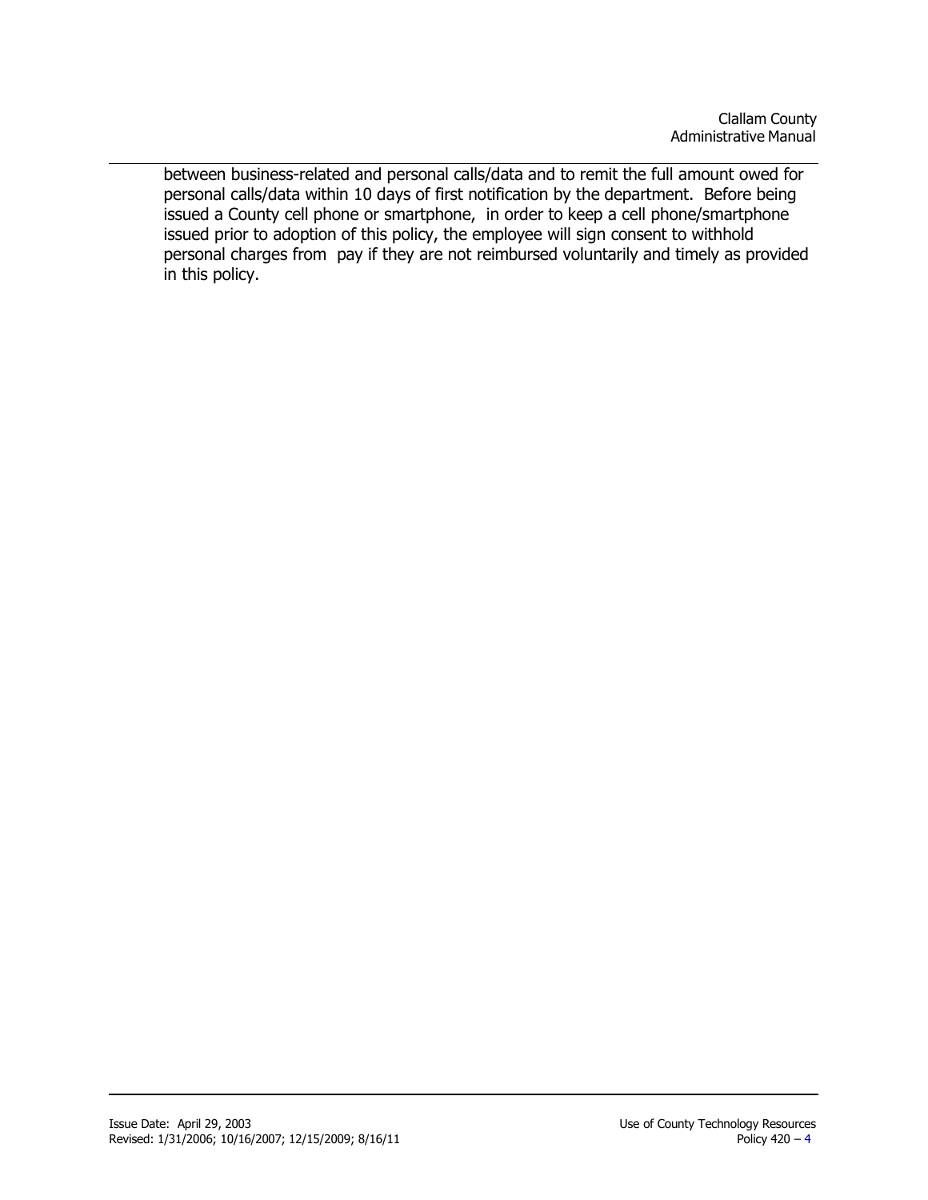between business-related and personal calls/data and to remit the full amount owed for personal calls/data within 10 days of first notification by the department. Before being issued a County cell phone or smartphone, in order to keep a cell phone/smartphone issued prior to adoption of this policy, the employee will sign consent to withhold personal charges from pay if they are not reimbursed voluntarily and timely as provided in this policy.